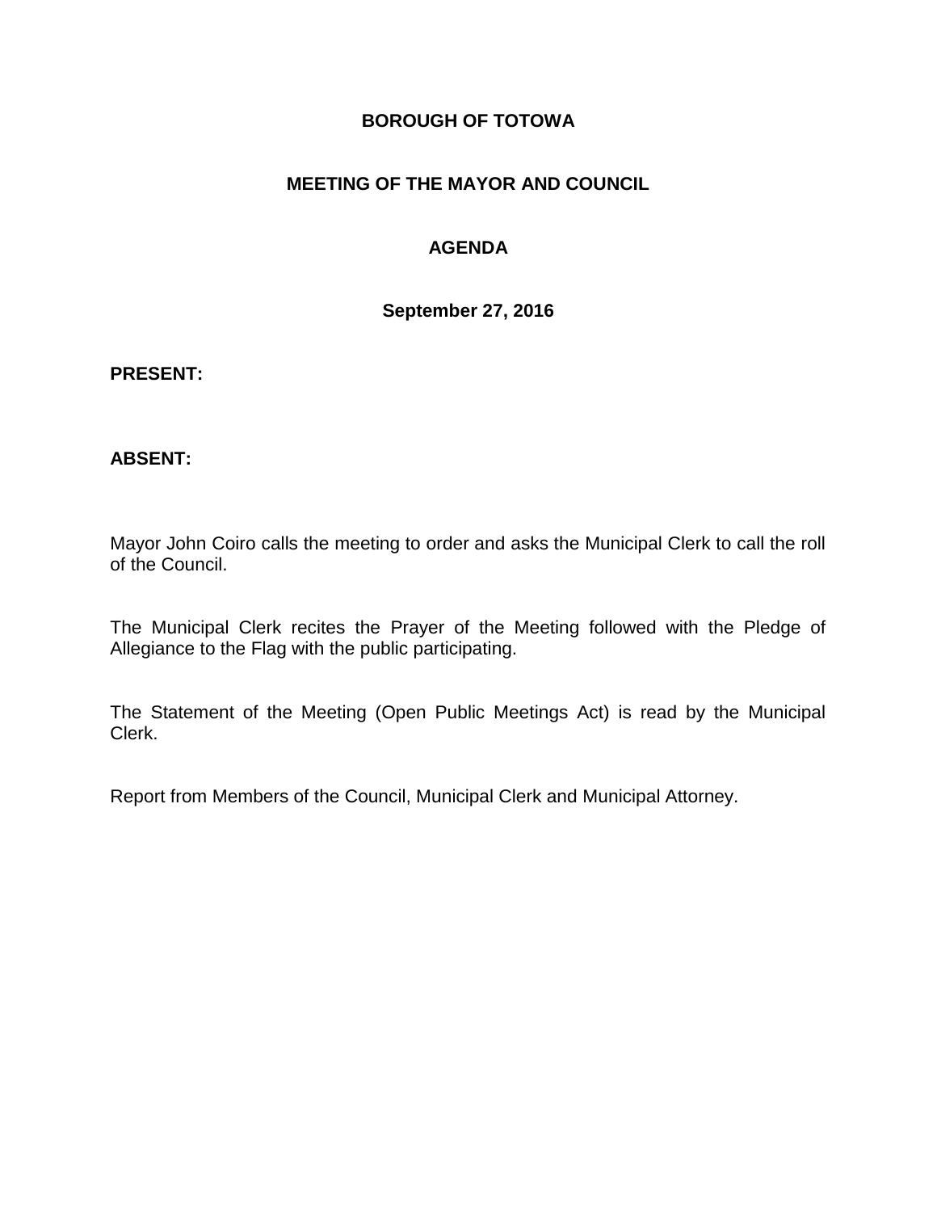# BOROUGH OF TOTOWA

## MEETING OF THE MAYOR AND COUNCIL

## AGENDA

**September 27, 2016**

**PRESENT:**

**ABSENT:**

Mayor John Coiro calls the meeting to order and asks the Municipal Clerk to call the roll of the Council.

The Municipal Clerk recites the Prayer of the Meeting followed with the Pledge of Allegiance to the Flag with the public participating.

The Statement of the Meeting (Open Public Meetings Act) is read by the Municipal Clerk.

Report from Members of the Council, Municipal Clerk and Municipal Attorney.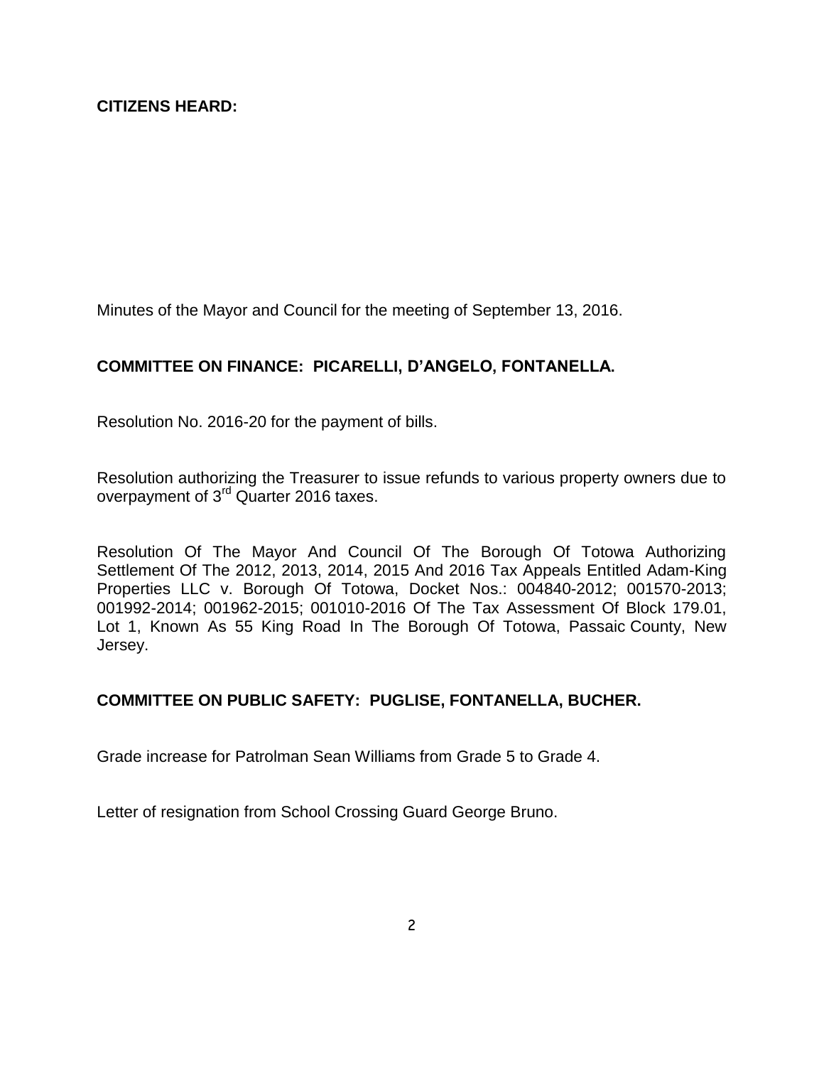**CITIZENS HEARD:**

Minutes of the Mayor and Council for the meeting of September 13, 2016.

**COMMITTEE ON FINANCE: PICARELLI, D'ANGELO, FONTANELLA.**

Resolution No. 2016-20 for the payment of bills.

Resolution authorizing the Treasurer to issue refunds to various property owners due to overpayment of 3rd Quarter 2016 taxes.

Resolution Of The Mayor And Council Of The Borough Of Totowa Authorizing Settlement Of The 2012, 2013, 2014, 2015 And 2016 Tax Appeals Entitled Adam-King Properties LLC v. Borough Of Totowa, Docket Nos.: 004840-2012; 001570-2013; 001992-2014; 001962-2015; 001010-2016 Of The Tax Assessment Of Block 179.01, Lot 1, Known As 55 King Road In The Borough Of Totowa, Passaic County, New Jersey.

**COMMITTEE ON PUBLIC SAFETY: PUGLISE, FONTANELLA, BUCHER.**

Grade increase for Patrolman Sean Williams from Grade 5 to Grade 4.

Letter of resignation from School Crossing Guard George Bruno.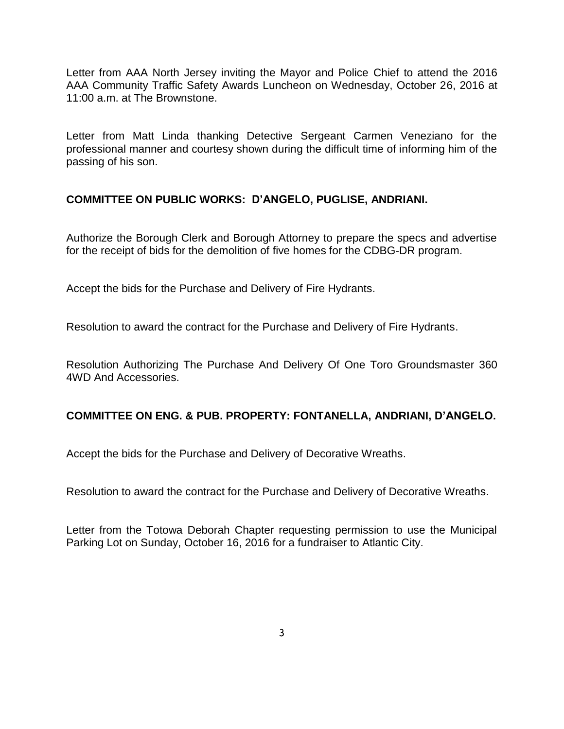Letter from AAA North Jersey inviting the Mayor and Police Chief to attend the 2016 AAA Community Traffic Safety Awards Luncheon on Wednesday, October 26, 2016 at 11:00 a.m. at The Brownstone.

Letter from Matt Linda thanking Detective Sergeant Carmen Veneziano for the professional manner and courtesy shown during the difficult time of informing him of the passing of his son.

**COMMITTEE ON PUBLIC WORKS: D'ANGELO, PUGLISE, ANDRIANI.**

Authorize the Borough Clerk and Borough Attorney to prepare the specs and advertise for the receipt of bids for the demolition of five homes for the CDBG-DR program.

Accept the bids for the Purchase and Delivery of Fire Hydrants.

Resolution to award the contract for the Purchase and Delivery of Fire Hydrants.

Resolution Authorizing The Purchase And Delivery Of One Toro Groundsmaster 360 4WD And Accessories.

**COMMITTEE ON ENG. & PUB. PROPERTY: FONTANELLA, ANDRIANI, D'ANGELO.**

Accept the bids for the Purchase and Delivery of Decorative Wreaths.

Resolution to award the contract for the Purchase and Delivery of Decorative Wreaths.

Letter from the Totowa Deborah Chapter requesting permission to use the Municipal Parking Lot on Sunday, October 16, 2016 for a fundraiser to Atlantic City.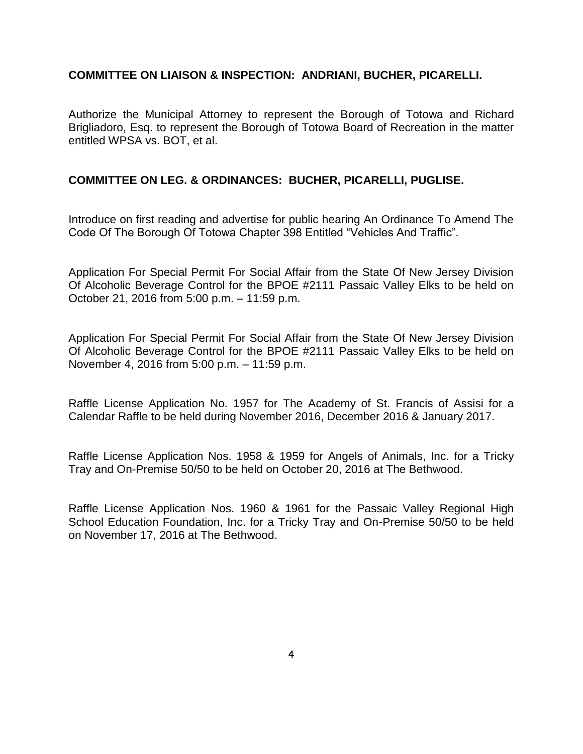**COMMITTEE ON LIAISON & INSPECTION: ANDRIANI, BUCHER, PICARELLI.**

Authorize the Municipal Attorney to represent the Borough of Totowa and Richard Brigliadoro, Esq. to represent the Borough of Totowa Board of Recreation in the matter entitled WPSA vs. BOT, et al.

**COMMITTEE ON LEG. & ORDINANCES: BUCHER, PICARELLI, PUGLISE.**

Introduce on first reading and advertise for public hearing An Ordinance To Amend The Code Of The Borough Of Totowa Chapter 398 Entitled "Vehicles And Traffic".

Application For Special Permit For Social Affair from the State Of New Jersey Division Of Alcoholic Beverage Control for the BPOE #2111 Passaic Valley Elks to be held on October 21, 2016 from 5:00 p.m. – 11:59 p.m.

Application For Special Permit For Social Affair from the State Of New Jersey Division Of Alcoholic Beverage Control for the BPOE #2111 Passaic Valley Elks to be held on November 4, 2016 from 5:00 p.m. – 11:59 p.m.

Raffle License Application No. 1957 for The Academy of St. Francis of Assisi for a Calendar Raffle to be held during November 2016, December 2016 & January 2017.

Raffle License Application Nos. 1958 & 1959 for Angels of Animals, Inc. for a Tricky Tray and On-Premise 50/50 to be held on October 20, 2016 at The Bethwood.

Raffle License Application Nos. 1960 & 1961 for the Passaic Valley Regional High School Education Foundation, Inc. for a Tricky Tray and On-Premise 50/50 to be held on November 17, 2016 at The Bethwood.